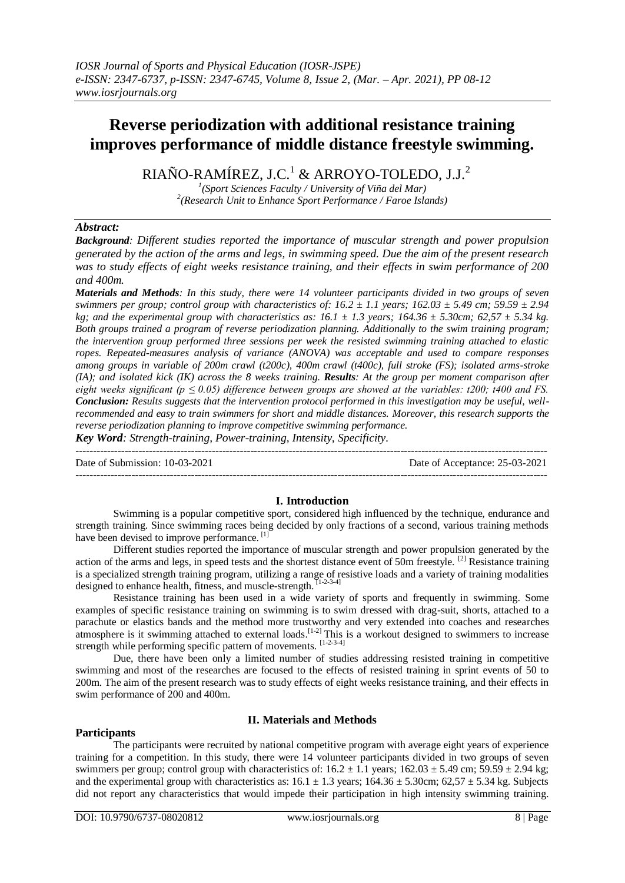# Reverse periodization with additional resistance training improves performance of middle distance freestyle swimming.

RIAÑO-RAMÍREZ, J.C.[1] & ARROYO-TOLEDO, J.J.[2]

[1](Sport Sciences Faculty / University of Viña del Mar)
[2](Research Unit to Enhance Sport Performance / Faroe Islands)

***Abstract:***

***Background****: Different studies reported the importance of muscular strength and power propulsion generated by the action of the arms and legs, in swimming speed. Due the aim of the present research was to study effects of eight weeks resistance training, and their effects in swim performance of 200 and 400m.*

***Materials and Methods****: In this study, there were 14 volunteer participants divided in two groups of seven swimmers per group; control group with characteristics of: 16.2 ± 1.1 years; 162.03 ± 5.49 cm; 59.59 ± 2.94 kg; and the experimental group with characteristics as: 16.1 ± 1.3 years; 164.36 ± 5.30cm; 62,57 ± 5.34 kg. Both groups trained a program of reverse periodization planning. Additionally to the swim training program; the intervention group performed three sessions per week the resisted swimming training attached to elastic ropes. Repeated-measures analysis of variance (ANOVA) was acceptable and used to compare responses among groups in variable of 200m crawl (t200c), 400m crawl (t400c), full stroke (FS); isolated arms-stroke (IA); and isolated kick (IK) across the 8 weeks training.* ***Results****: At the group per moment comparison after eight weeks significant ($p \leq 0.05$) difference between groups are showed at the variables: t200; t400 and FS.* ***Conclusion:*** *Results suggests that the intervention protocol performed in this investigation may be useful, well-recommended and easy to train swimmers for short and middle distances. Moreover, this research supports the reverse periodization planning to improve competitive swimming performance.*

***Key Word****: Strength-training, Power-training, Intensity, Specificity.*

---

Date of Submission: 10-03-2021 | Date of Acceptance: 25-03-2021

---

## I. Introduction

Swimming is a popular competitive sport, considered high influenced by the technique, endurance and strength training. Since swimming races being decided by only fractions of a second, various training methods have been devised to improve performance. [1]

Different studies reported the importance of muscular strength and power propulsion generated by the action of the arms and legs, in speed tests and the shortest distance event of 50m freestyle. [2] Resistance training is a specialized strength training program, utilizing a range of resistive loads and a variety of training modalities designed to enhance health, fitness, and muscle-strength. [1-2-3-4]

Resistance training has been used in a wide variety of sports and frequently in swimming. Some examples of specific resistance training on swimming is to swim dressed with drag-suit, shorts, attached to a parachute or elastics bands and the method more trustworthy and very extended into coaches and researches atmosphere is it swimming attached to external loads.[1-2] This is a workout designed to swimmers to increase strength while performing specific pattern of movements. [1-2-3-4]

Due, there have been only a limited number of studies addressing resisted training in competitive swimming and most of the researches are focused to the effects of resisted training in sprint events of 50 to 200m. The aim of the present research was to study effects of eight weeks resistance training, and their effects in swim performance of 200 and 400m.

## II. Materials and Methods

### Participants

The participants were recruited by national competitive program with average eight years of experience training for a competition. In this study, there were 14 volunteer participants divided in two groups of seven swimmers per group; control group with characteristics of: 16.2 ± 1.1 years; 162.03 ± 5.49 cm; 59.59 ± 2.94 kg; and the experimental group with characteristics as: 16.1 ± 1.3 years; 164.36 ± 5.30cm; 62,57 ± 5.34 kg. Subjects did not report any characteristics that would impede their participation in high intensity swimming training.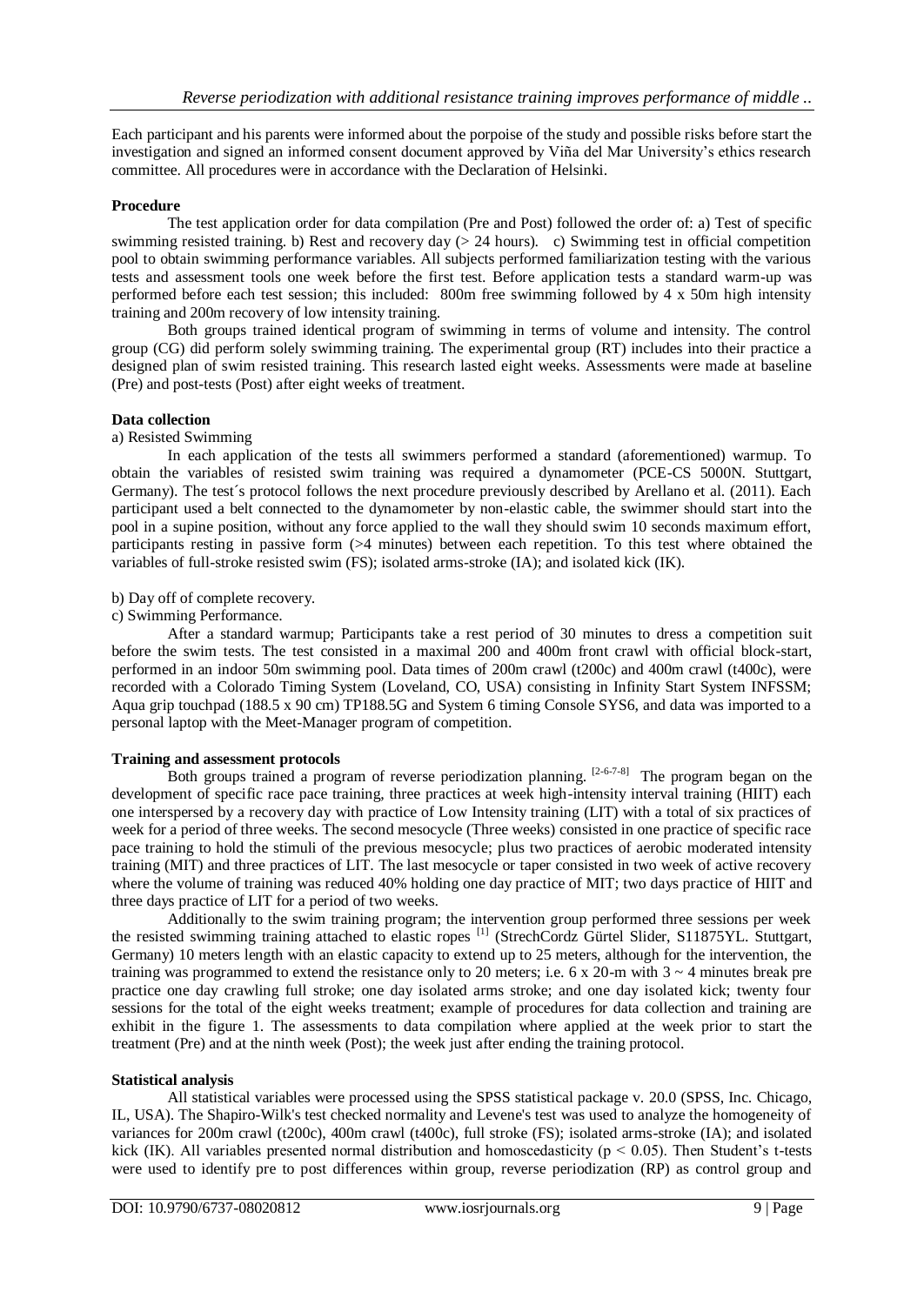Each participant and his parents were informed about the porpoise of the study and possible risks before start the investigation and signed an informed consent document approved by Viña del Mar University's ethics research committee. All procedures were in accordance with the Declaration of Helsinki.

**Procedure**

The test application order for data compilation (Pre and Post) followed the order of: a) Test of specific swimming resisted training. b) Rest and recovery day (> 24 hours). c) Swimming test in official competition pool to obtain swimming performance variables. All subjects performed familiarization testing with the various tests and assessment tools one week before the first test. Before application tests a standard warm-up was performed before each test session; this included: 800m free swimming followed by 4 x 50m high intensity training and 200m recovery of low intensity training.

Both groups trained identical program of swimming in terms of volume and intensity. The control group (CG) did perform solely swimming training. The experimental group (RT) includes into their practice a designed plan of swim resisted training. This research lasted eight weeks. Assessments were made at baseline (Pre) and post-tests (Post) after eight weeks of treatment.

**Data collection**

a) Resisted Swimming

In each application of the tests all swimmers performed a standard (aforementioned) warmup. To obtain the variables of resisted swim training was required a dynamometer (PCE-CS 5000N. Stuttgart, Germany). The test´s protocol follows the next procedure previously described by Arellano et al. (2011). Each participant used a belt connected to the dynamometer by non-elastic cable, the swimmer should start into the pool in a supine position, without any force applied to the wall they should swim 10 seconds maximum effort, participants resting in passive form (>4 minutes) between each repetition. To this test where obtained the variables of full-stroke resisted swim (FS); isolated arms-stroke (IA); and isolated kick (IK).

b) Day off of complete recovery.

c) Swimming Performance.

After a standard warmup; Participants take a rest period of 30 minutes to dress a competition suit before the swim tests. The test consisted in a maximal 200 and 400m front crawl with official block-start, performed in an indoor 50m swimming pool. Data times of 200m crawl (t200c) and 400m crawl (t400c), were recorded with a Colorado Timing System (Loveland, CO, USA) consisting in Infinity Start System INFSSM; Aqua grip touchpad (188.5 x 90 cm) TP188.5G and System 6 timing Console SYS6, and data was imported to a personal laptop with the Meet-Manager program of competition.

**Training and assessment protocols**

Both groups trained a program of reverse periodization planning. [2-6-7-8] The program began on the development of specific race pace training, three practices at week high-intensity interval training (HIIT) each one interspersed by a recovery day with practice of Low Intensity training (LIT) with a total of six practices of week for a period of three weeks. The second mesocycle (Three weeks) consisted in one practice of specific race pace training to hold the stimuli of the previous mesocycle; plus two practices of aerobic moderated intensity training (MIT) and three practices of LIT. The last mesocycle or taper consisted in two week of active recovery where the volume of training was reduced 40% holding one day practice of MIT; two days practice of HIIT and three days practice of LIT for a period of two weeks.

Additionally to the swim training program; the intervention group performed three sessions per week the resisted swimming training attached to elastic ropes [1] (StrechCordz Gürtel Slider, S11875YL. Stuttgart, Germany) 10 meters length with an elastic capacity to extend up to 25 meters, although for the intervention, the training was programmed to extend the resistance only to 20 meters; i.e. 6 x 20-m with 3 ~ 4 minutes break pre practice one day crawling full stroke; one day isolated arms stroke; and one day isolated kick; twenty four sessions for the total of the eight weeks treatment; example of procedures for data collection and training are exhibit in the figure 1. The assessments to data compilation where applied at the week prior to start the treatment (Pre) and at the ninth week (Post); the week just after ending the training protocol.

**Statistical analysis**

All statistical variables were processed using the SPSS statistical package v. 20.0 (SPSS, Inc. Chicago, IL, USA). The Shapiro-Wilk's test checked normality and Levene's test was used to analyze the homogeneity of variances for 200m crawl (t200c), 400m crawl (t400c), full stroke (FS); isolated arms-stroke (IA); and isolated kick (IK). All variables presented normal distribution and homoscedasticity ($p < 0.05$). Then Student's t-tests were used to identify pre to post differences within group, reverse periodization (RP) as control group and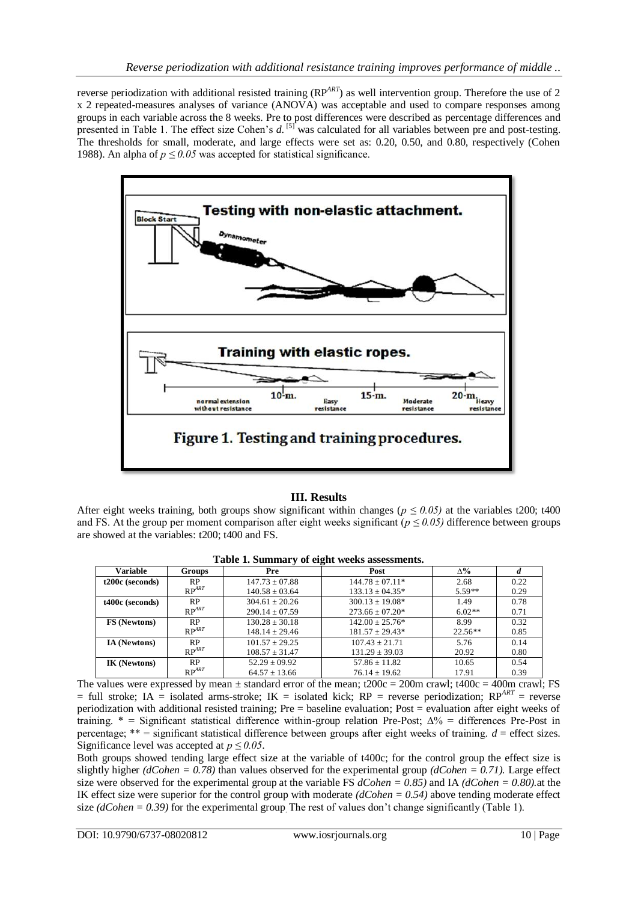reverse periodization with additional resisted training ($RP^{ART}$) as well intervention group. Therefore the use of 2 x 2 repeated-measures analyses of variance (ANOVA) was acceptable and used to compare responses among groups in each variable across the 8 weeks. Pre to post differences were described as percentage differences and presented in Table 1. The effect size Cohen's *d*.[5] was calculated for all variables between pre and post-testing. The thresholds for small, moderate, and large effects were set as: 0.20, 0.50, and 0.80, respectively (Cohen 1988). An alpha of $p \leq 0.05$ was accepted for statistical significance.

Figure 1. Testing and training procedures.

## III. Results

After eight weeks training, both groups show significant within changes ($p \leq 0.05$) at the variables t200; t400 and FS. At the group per moment comparison after eight weeks significant ($p \leq 0.05$) difference between groups are showed at the variables: t200; t400 and FS.

**Table 1. Summary of eight weeks assessments.**

| Variable | Groups | Pre | Post | Δ% | *d* |
|---|---|---|---|---|---|
| **t200c (seconds)** | RP | 147.73 ± 07.88 | 144.78 ± 07.11* | 2.68 | 0.22 |
| | $RP^{ART}$ | 140.58 ± 03.64 | 133.13 ± 04.35* | 5.59** | 0.29 |
| **t400c (seconds)** | RP | 304.61 ± 20.26 | 300.13 ± 19.08* | 1.49 | 0.78 |
| | $RP^{ART}$ | 290.14 ± 07.59 | 273.66 ± 07.20* | 6.02** | 0.71 |
| **FS (Newtons)** | RP | 130.28 ± 30.18 | 142.00 ± 25.76* | 8.99 | 0.32 |
| | $RP^{ART}$ | 148.14 ± 29.46 | 181.57 ± 29.43* | 22.56** | 0.85 |
| **IA (Newtons)** | RP | 101.57 ± 29.25 | 107.43 ± 21.71 | 5.76 | 0.14 |
| | $RP^{ART}$ | 108.57 ± 31.47 | 131.29 ± 39.03 | 20.92 | 0.80 |
| **IK (Newtons)** | RP | 52.29 ± 09.92 | 57.86 ± 11.82 | 10.65 | 0.54 |
| | $RP^{ART}$ | 64.57 ± 13.66 | 76.14 ± 19.62 | 17.91 | 0.39 |

The values were expressed by mean ± standard error of the mean; t200c = 200m crawl; t400c = 400m crawl; FS = full stroke; IA = isolated arms-stroke; IK = isolated kick; RP = reverse periodization; $RP^{ART}$ = reverse periodization with additional resisted training; Pre = baseline evaluation; Post = evaluation after eight weeks of training. * = Significant statistical difference within-group relation Pre-Post; Δ% = differences Pre-Post in percentage; ** = significant statistical difference between groups after eight weeks of training. *d* = effect sizes. Significance level was accepted at $p \leq 0.05$.

Both groups showed tending large effect size at the variable of t400c; for the control group the effect size is slightly higher *(dCohen = 0.78)* than values observed for the experimental group *(dCohen = 0.71)*. Large effect size were observed for the experimental group at the variable FS *dCohen = 0.85)* and IA *(dCohen = 0.80)*.at the IK effect size were superior for the control group with moderate *(dCohen = 0.54)* above tending moderate effect size *(dCohen = 0.39)* for the experimental group. The rest of values don't change significantly (Table 1).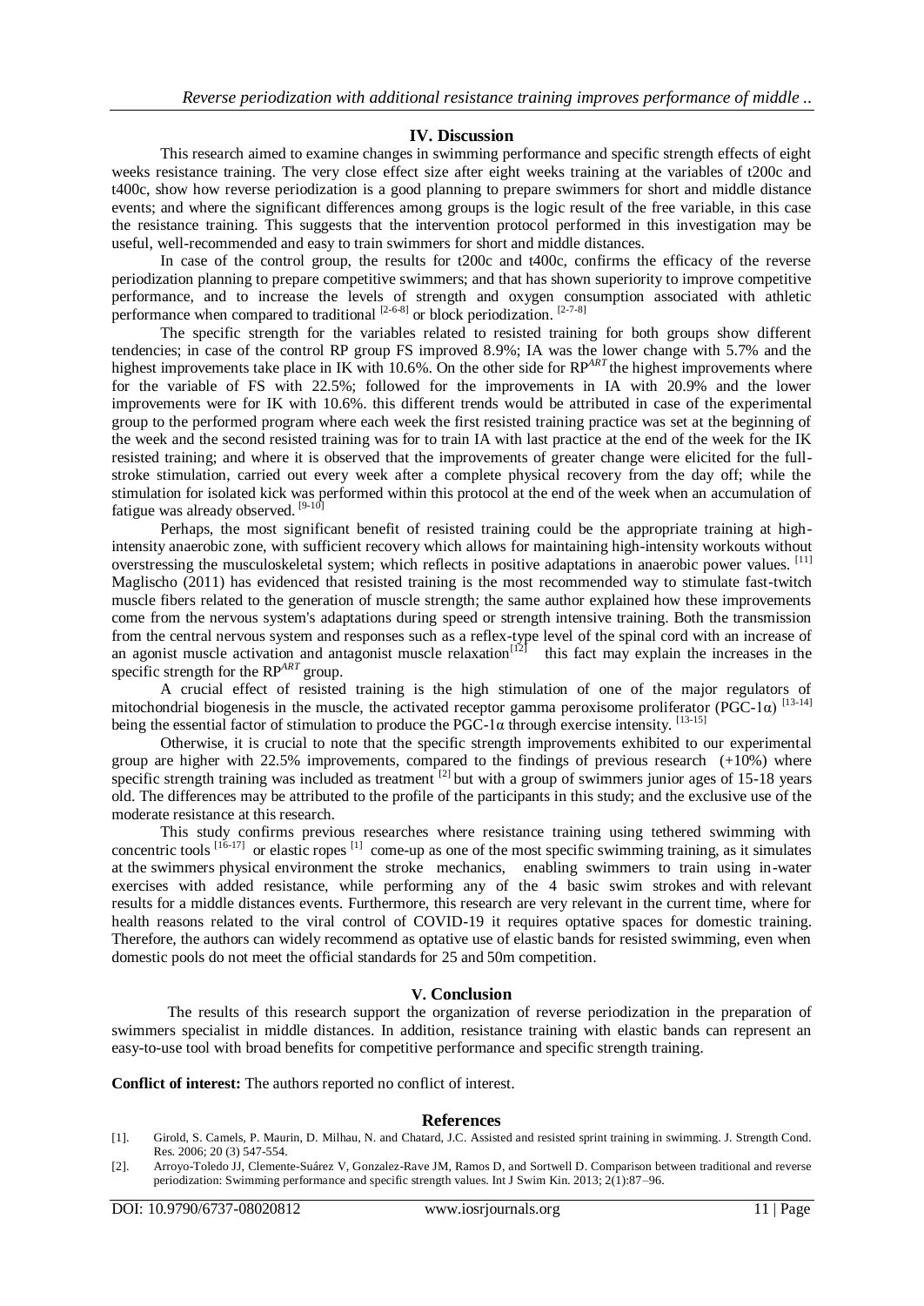## IV. Discussion

This research aimed to examine changes in swimming performance and specific strength effects of eight weeks resistance training. The very close effect size after eight weeks training at the variables of t200c and t400c, show how reverse periodization is a good planning to prepare swimmers for short and middle distance events; and where the significant differences among groups is the logic result of the free variable, in this case the resistance training. This suggests that the intervention protocol performed in this investigation may be useful, well-recommended and easy to train swimmers for short and middle distances.

In case of the control group, the results for t200c and t400c, confirms the efficacy of the reverse periodization planning to prepare competitive swimmers; and that has shown superiority to improve competitive performance, and to increase the levels of strength and oxygen consumption associated with athletic performance when compared to traditional [2-6-8] or block periodization. [2-7-8]

The specific strength for the variables related to resisted training for both groups show different tendencies; in case of the control RP group FS improved 8.9%; IA was the lower change with 5.7% and the highest improvements take place in IK with 10.6%. On the other side for RP*ART* the highest improvements where for the variable of FS with 22.5%; followed for the improvements in IA with 20.9% and the lower improvements were for IK with 10.6%. this different trends would be attributed in case of the experimental group to the performed program where each week the first resisted training practice was set at the beginning of the week and the second resisted training was for to train IA with last practice at the end of the week for the IK resisted training; and where it is observed that the improvements of greater change were elicited for the full-stroke stimulation, carried out every week after a complete physical recovery from the day off; while the stimulation for isolated kick was performed within this protocol at the end of the week when an accumulation of fatigue was already observed. [9-10]

Perhaps, the most significant benefit of resisted training could be the appropriate training at high-intensity anaerobic zone, with sufficient recovery which allows for maintaining high-intensity workouts without overstressing the musculoskeletal system; which reflects in positive adaptations in anaerobic power values. [11] Maglischo (2011) has evidenced that resisted training is the most recommended way to stimulate fast-twitch muscle fibers related to the generation of muscle strength; the same author explained how these improvements come from the nervous system's adaptations during speed or strength intensive training. Both the transmission from the central nervous system and responses such as a reflex-type level of the spinal cord with an increase of an agonist muscle activation and antagonist muscle relaxation[12] this fact may explain the increases in the specific strength for the RP*ART* group.

A crucial effect of resisted training is the high stimulation of one of the major regulators of mitochondrial biogenesis in the muscle, the activated receptor gamma peroxisome proliferator (PGC-1α) [13-14] being the essential factor of stimulation to produce the PGC-1α through exercise intensity. [13-15]

Otherwise, it is crucial to note that the specific strength improvements exhibited to our experimental group are higher with 22.5% improvements, compared to the findings of previous research (+10%) where specific strength training was included as treatment [2] but with a group of swimmers junior ages of 15-18 years old. The differences may be attributed to the profile of the participants in this study; and the exclusive use of the moderate resistance at this research.

This study confirms previous researches where resistance training using tethered swimming with concentric tools [16-17] or elastic ropes [1] come-up as one of the most specific swimming training, as it simulates at the swimmers physical environment the stroke mechanics, enabling swimmers to train using in-water exercises with added resistance, while performing any of the 4 basic swim strokes and with relevant results for a middle distances events. Furthermore, this research are very relevant in the current time, where for health reasons related to the viral control of COVID-19 it requires optative spaces for domestic training. Therefore, the authors can widely recommend as optative use of elastic bands for resisted swimming, even when domestic pools do not meet the official standards for 25 and 50m competition.

## V. Conclusion

The results of this research support the organization of reverse periodization in the preparation of swimmers specialist in middle distances. In addition, resistance training with elastic bands can represent an easy-to-use tool with broad benefits for competitive performance and specific strength training.

**Conflict of interest:** The authors reported no conflict of interest.

## References

[1]. Girold, S. Camels, P. Maurin, D. Milhau, N. and Chatard, J.C. Assisted and resisted sprint training in swimming. J. Strength Cond. Res. 2006; 20 (3) 547-554.

[2]. Arroyo-Toledo JJ, Clemente-Suárez V, Gonzalez-Rave JM, Ramos D, and Sortwell D. Comparison between traditional and reverse periodization: Swimming performance and specific strength values. Int J Swim Kin. 2013; 2(1):87–96.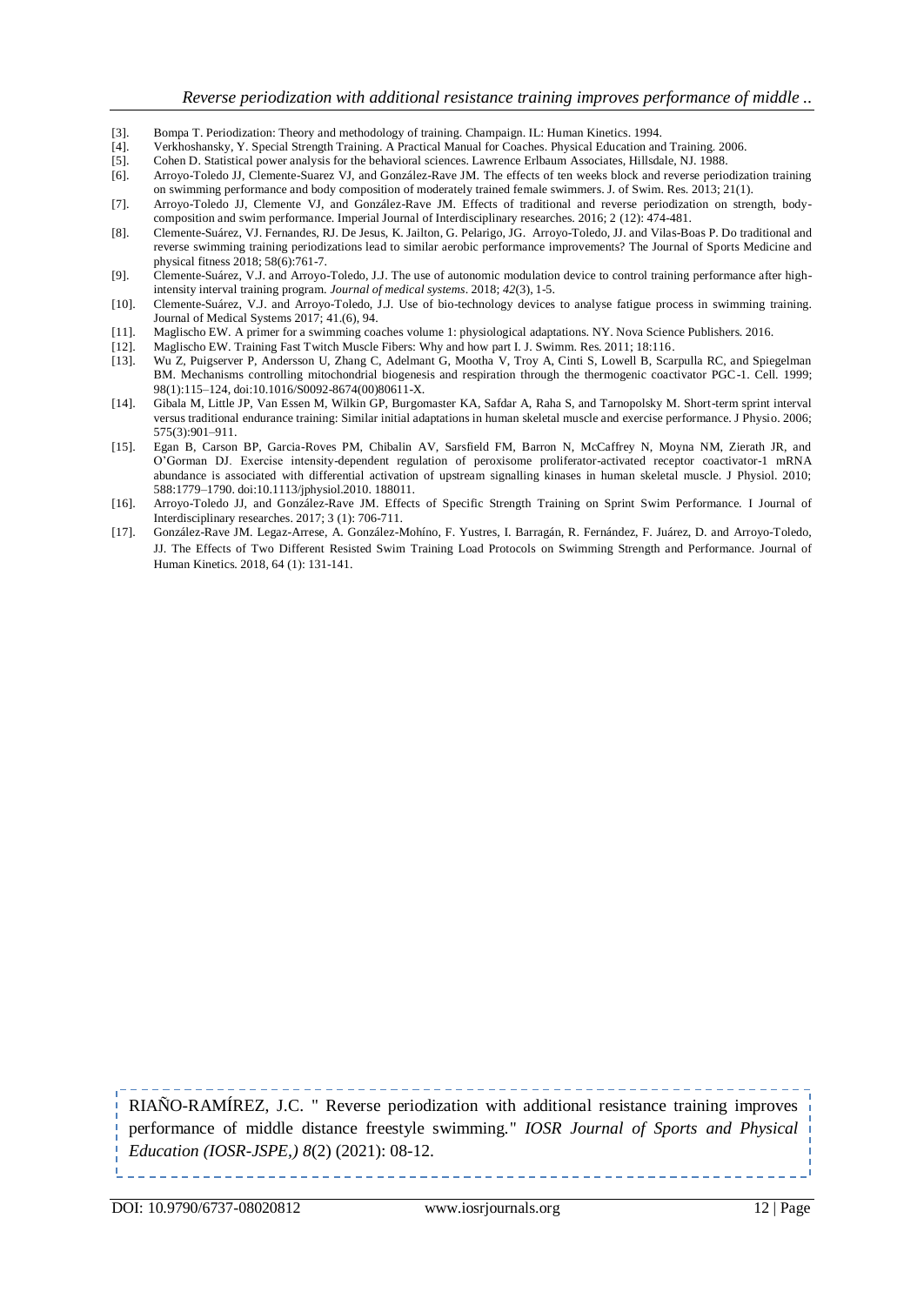[3]. Bompa T. Periodization: Theory and methodology of training. Champaign. IL: Human Kinetics. 1994.

[4]. Verkhoshansky, Y. Special Strength Training. A Practical Manual for Coaches. Physical Education and Training. 2006.

[5]. Cohen D. Statistical power analysis for the behavioral sciences. Lawrence Erlbaum Associates, Hillsdale, NJ. 1988.

[6]. Arroyo-Toledo JJ, Clemente-Suarez VJ, and González-Rave JM. The effects of ten weeks block and reverse periodization training on swimming performance and body composition of moderately trained female swimmers. J. of Swim. Res. 2013; 21(1).

[7]. Arroyo-Toledo JJ, Clemente VJ, and González-Rave JM. Effects of traditional and reverse periodization on strength, body-composition and swim performance. Imperial Journal of Interdisciplinary researches. 2016; 2 (12): 474-481.

[8]. Clemente-Suárez, VJ. Fernandes, RJ. De Jesus, K. Jailton, G. Pelarigo, JG. Arroyo-Toledo, JJ. and Vilas-Boas P. Do traditional and reverse swimming training periodizations lead to similar aerobic performance improvements? The Journal of Sports Medicine and physical fitness 2018; 58(6):761-7.

[9]. Clemente-Suárez, V.J. and Arroyo-Toledo, J.J. The use of autonomic modulation device to control training performance after high-intensity interval training program. *Journal of medical systems*. 2018; *42*(3), 1-5.

[10]. Clemente-Suárez, V.J. and Arroyo-Toledo, J.J. Use of bio-technology devices to analyse fatigue process in swimming training. Journal of Medical Systems 2017; 41.(6), 94.

[11]. Maglischo EW. A primer for a swimming coaches volume 1: physiological adaptations. NY. Nova Science Publishers. 2016.

[12]. Maglischo EW. Training Fast Twitch Muscle Fibers: Why and how part I. J. Swimm. Res. 2011; 18:116.

[13]. Wu Z, Puigserver P, Andersson U, Zhang C, Adelmant G, Mootha V, Troy A, Cinti S, Lowell B, Scarpulla RC, and Spiegelman BM. Mechanisms controlling mitochondrial biogenesis and respiration through the thermogenic coactivator PGC-1. Cell. 1999; 98(1):115–124, doi:10.1016/S0092-8674(00)80611-X.

[14]. Gibala M, Little JP, Van Essen M, Wilkin GP, Burgomaster KA, Safdar A, Raha S, and Tarnopolsky M. Short-term sprint interval versus traditional endurance training: Similar initial adaptations in human skeletal muscle and exercise performance. J Physio. 2006; 575(3):901–911.

[15]. Egan B, Carson BP, Garcia-Roves PM, Chibalin AV, Sarsfield FM, Barron N, McCaffrey N, Moyna NM, Zierath JR, and O'Gorman DJ. Exercise intensity-dependent regulation of peroxisome proliferator-activated receptor coactivator-1 mRNA abundance is associated with differential activation of upstream signalling kinases in human skeletal muscle. J Physiol. 2010; 588:1779–1790. doi:10.1113/jphysiol.2010. 188011.

[16]. Arroyo-Toledo JJ, and González-Rave JM. Effects of Specific Strength Training on Sprint Swim Performance. I Journal of Interdisciplinary researches. 2017; 3 (1): 706-711.

[17]. González-Rave JM. Legaz-Arrese, A. González-Mohíno, F. Yustres, I. Barragán, R. Fernández, F. Juárez, D. and Arroyo-Toledo, JJ. The Effects of Two Different Resisted Swim Training Load Protocols on Swimming Strength and Performance. Journal of Human Kinetics. 2018, 64 (1): 131-141.

RIAÑO-RAMÍREZ, J.C. " Reverse periodization with additional resistance training improves performance of middle distance freestyle swimming." *IOSR Journal of Sports and Physical Education (IOSR-JSPE,) 8*(2) (2021): 08-12.